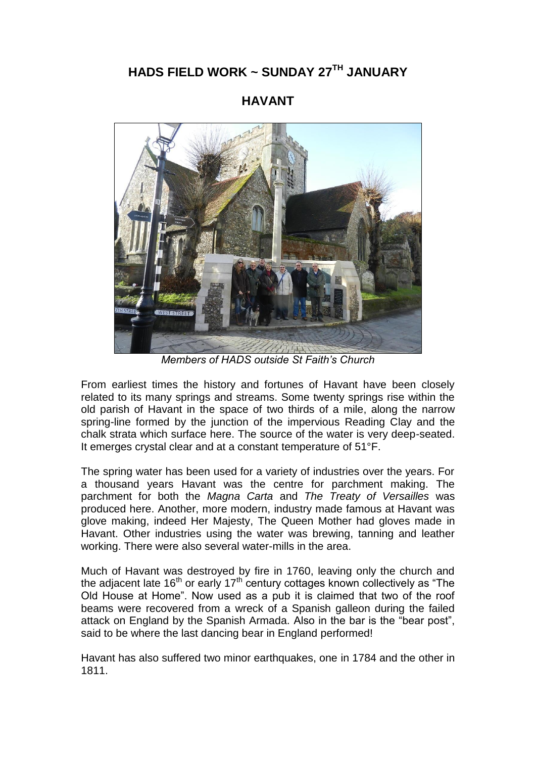# HADS FIELD WORK ~ SUNDAY 27TH JANUARY

## HAVANT

*Members of HADS outside St Faith's Church*

From earliest times the history and fortunes of Havant have been closely related to its many springs and streams. Some twenty springs rise within the old parish of Havant in the space of two thirds of a mile, along the narrow spring-line formed by the junction of the impervious Reading Clay and the chalk strata which surface here. The source of the water is very deep-seated. It emerges crystal clear and at a constant temperature of 51°F.

The spring water has been used for a variety of industries over the years. For a thousand years Havant was the centre for parchment making. The parchment for both the *Magna Carta* and *The Treaty of Versailles* was produced here. Another, more modern, industry made famous at Havant was glove making, indeed Her Majesty, The Queen Mother had gloves made in Havant. Other industries using the water was brewing, tanning and leather working. There were also several water-mills in the area.

Much of Havant was destroyed by fire in 1760, leaving only the church and the adjacent late 16th or early 17th century cottages known collectively as "The Old House at Home". Now used as a pub it is claimed that two of the roof beams were recovered from a wreck of a Spanish galleon during the failed attack on England by the Spanish Armada. Also in the bar is the "bear post", said to be where the last dancing bear in England performed!

Havant has also suffered two minor earthquakes, one in 1784 and the other in 1811.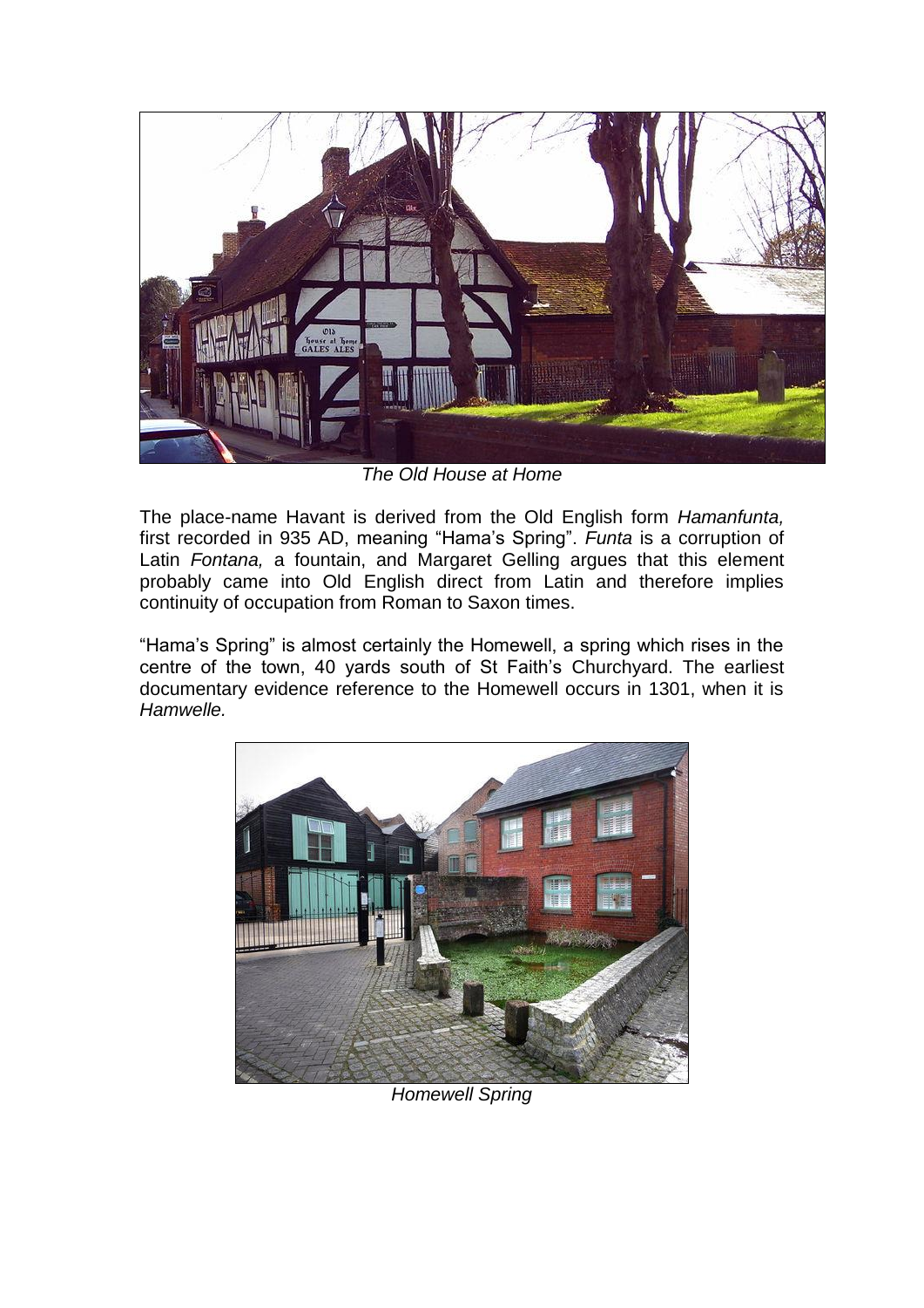*The Old House at Home*

The place-name Havant is derived from the Old English form *Hamanfunta,* first recorded in 935 AD, meaning "Hama's Spring". *Funta* is a corruption of Latin *Fontana,* a fountain, and Margaret Gelling argues that this element probably came into Old English direct from Latin and therefore implies continuity of occupation from Roman to Saxon times.

"Hama's Spring" is almost certainly the Homewell, a spring which rises in the centre of the town, 40 yards south of St Faith's Churchyard. The earliest documentary evidence reference to the Homewell occurs in 1301, when it is *Hamwelle.*

*Homewell Spring*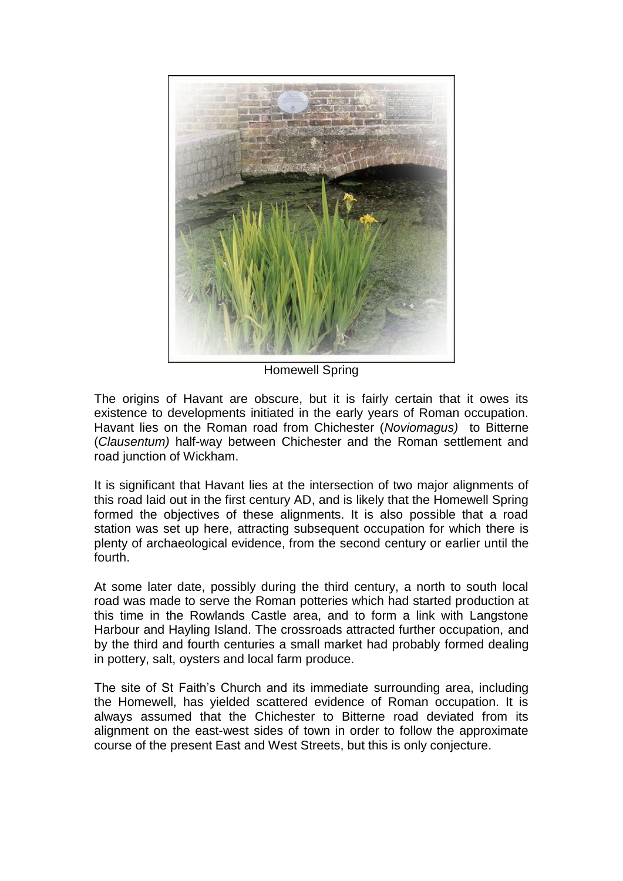Homewell Spring

The origins of Havant are obscure, but it is fairly certain that it owes its existence to developments initiated in the early years of Roman occupation. Havant lies on the Roman road from Chichester (*Noviomagus)* to Bitterne (*Clausentum)* half-way between Chichester and the Roman settlement and road junction of Wickham.

It is significant that Havant lies at the intersection of two major alignments of this road laid out in the first century AD, and is likely that the Homewell Spring formed the objectives of these alignments. It is also possible that a road station was set up here, attracting subsequent occupation for which there is plenty of archaeological evidence, from the second century or earlier until the fourth.

At some later date, possibly during the third century, a north to south local road was made to serve the Roman potteries which had started production at this time in the Rowlands Castle area, and to form a link with Langstone Harbour and Hayling Island. The crossroads attracted further occupation, and by the third and fourth centuries a small market had probably formed dealing in pottery, salt, oysters and local farm produce.

The site of St Faith's Church and its immediate surrounding area, including the Homewell, has yielded scattered evidence of Roman occupation. It is always assumed that the Chichester to Bitterne road deviated from its alignment on the east-west sides of town in order to follow the approximate course of the present East and West Streets, but this is only conjecture.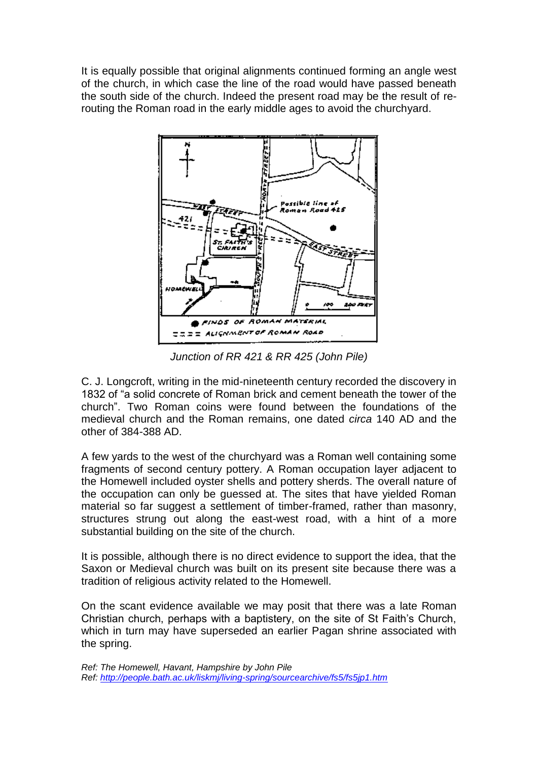It is equally possible that original alignments continued forming an angle west of the church, in which case the line of the road would have passed beneath the south side of the church. Indeed the present road may be the result of re-routing the Roman road in the early middle ages to avoid the churchyard.

*Junction of RR 421 & RR 425 (John Pile)*

C. J. Longcroft, writing in the mid-nineteenth century recorded the discovery in 1832 of "a solid concrete of Roman brick and cement beneath the tower of the church". Two Roman coins were found between the foundations of the medieval church and the Roman remains, one dated *circa* 140 AD and the other of 384-388 AD.

A few yards to the west of the churchyard was a Roman well containing some fragments of second century pottery. A Roman occupation layer adjacent to the Homewell included oyster shells and pottery sherds. The overall nature of the occupation can only be guessed at. The sites that have yielded Roman material so far suggest a settlement of timber-framed, rather than masonry, structures strung out along the east-west road, with a hint of a more substantial building on the site of the church.

It is possible, although there is no direct evidence to support the idea, that the Saxon or Medieval church was built on its present site because there was a tradition of religious activity related to the Homewell.

On the scant evidence available we may posit that there was a late Roman Christian church, perhaps with a baptistery, on the site of St Faith's Church, which in turn may have superseded an earlier Pagan shrine associated with the spring.

*Ref: The Homewell, Havant, Hampshire by John Pile*
*Ref: http://people.bath.ac.uk/liskmj/living-spring/sourcearchive/fs5/fs5jp1.htm*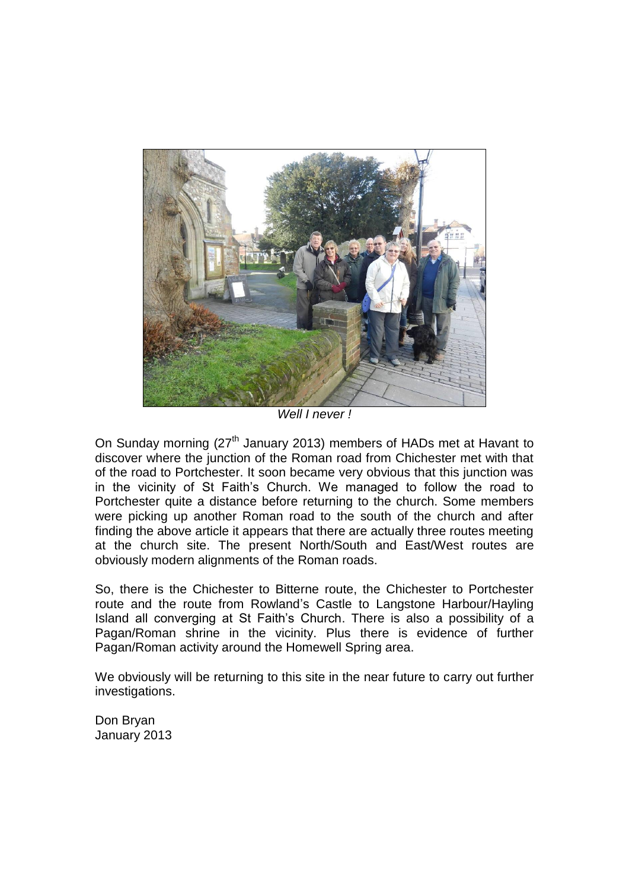*Well I never !*

On Sunday morning (27th January 2013) members of HADs met at Havant to discover where the junction of the Roman road from Chichester met with that of the road to Portchester. It soon became very obvious that this junction was in the vicinity of St Faith's Church. We managed to follow the road to Portchester quite a distance before returning to the church. Some members were picking up another Roman road to the south of the church and after finding the above article it appears that there are actually three routes meeting at the church site. The present North/South and East/West routes are obviously modern alignments of the Roman roads.

So, there is the Chichester to Bitterne route, the Chichester to Portchester route and the route from Rowland's Castle to Langstone Harbour/Hayling Island all converging at St Faith's Church. There is also a possibility of a Pagan/Roman shrine in the vicinity. Plus there is evidence of further Pagan/Roman activity around the Homewell Spring area.

We obviously will be returning to this site in the near future to carry out further investigations.

Don Bryan
January 2013